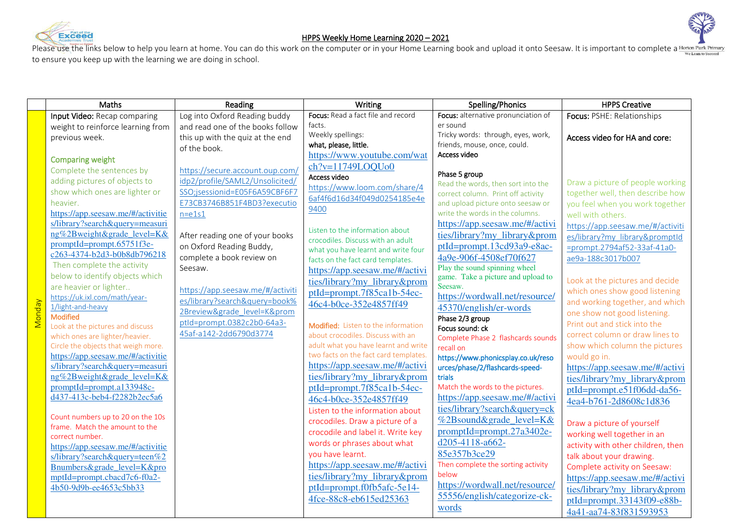# HPPS Weekly Home Learning 2020 – 2021

Please use the links below to help you learn at home. You can do this work on the computer or in your Home Learning book and upload it onto Seesaw. It is important to complete a to ensure you keep up with the learning we are doing in school.

| | Maths | Reading | Writing | Spelling/Phonics | HPPS Creative |
|---|---|---|---|---|---|
| Monday | **Input Video:** Recap comparing weight to reinforce learning from previous week.<br><br>**Comparing weight**<br>Complete the sentences by adding pictures of objects to show which ones are lighter or heavier.<br>https://app.seesaw.me/#/activities/library?search&query=measuring%2Bweight&grade_level=K&promptId=prompt.65751f3e-c263-4374-b2d3-b0b8db796218<br>Then complete the activity below to identify objects which are heavier or lighter..<br>https://uk.ixl.com/math/year-1/light-and-heavy<br>**Modified**<br>Look at the pictures and discuss which ones are lighter/heavier. Circle the objects that weigh more.<br>https://app.seesaw.me/#/activities/library?search&query=measuring%2Bweight&grade_level=K&promptId=prompt.a133948c-d437-413c-beb4-f2282b2ec5a6<br><br>Count numbers up to 20 on the 10s frame. Match the amount to the correct number.<br>https://app.seesaw.me/#/activities/library?search&query=teen%2Bnumbers&grade_level=K&promptId=prompt.cbacd7c6-f0a2-4b50-9d9b-ee4653c5bb33 | Log into Oxford Reading buddy and read one of the books follow this up with the quiz at the end of the book.<br><br>https://secure.account.oup.com/idp2/profile/SAML2/Unsolicited/SSO;jsessionid=E05F6A59CBF6F7E73CB3746B851F4BD3?execution=e1s1<br><br>After reading one of your books on Oxford Reading Buddy, complete a book review on Seesaw.<br><br>https://app.seesaw.me/#/activities/library?search&query=book%2Breview&grade_level=K&promptId=prompt.0382c2b0-64a3-45af-a142-2dd6790d3774 | **Focus:** Read a fact file and record facts.<br>Weekly spellings:<br>**what, please, little.**<br>https://www.youtube.com/watch?v=11749LOQUo0<br>**Access video**<br>https://www.loom.com/share/46af4f6d16d34f049d0254185e4e9400<br><br>Listen to the information about crocodiles. Discuss with an adult what you have learnt and write four facts on the fact card templates.<br>https://app.seesaw.me/#/activities/library?my_library&promptId=prompt.7f85ca1b-54ec-46c4-b0ce-352e4857ff49<br><br>**Modified:** Listen to the information about crocodiles. Discuss with an adult what you have learnt and write two facts on the fact card templates.<br>https://app.seesaw.me/#/activities/library?my_library&promptId=prompt.7f85ca1b-54ec-46c4-b0ce-352e4857ff49<br>Listen to the information about crocodiles. Draw a picture of a crocodile and label it. Write key words or phrases about what you have learnt.<br>https://app.seesaw.me/#/activities/library?my_library&promptId=prompt.f0fb5afc-5e14-4fce-88c8-eb615ed25363 | **Focus:** alternative pronunciation of er sound<br>Tricky words: through, eyes, work, friends, mouse, once, could.<br>**Access video**<br><br>**Phase 5 group**<br>Read the words, then sort into the correct column. Print off activity and upload picture onto seesaw or write the words in the columns.<br>https://app.seesaw.me/#/activities/library?my_library&promptId=prompt.13cd93a9-e8ac-4a9e-906f-4508ef70f627<br>Play the sound spinning wheel game. Take a picture and upload to Seesaw.<br>https://wordwall.net/resource/45370/english/er-words<br>**Phase 2/3 group**<br>**Focus sound: ck**<br>Complete Phase 2 flashcards sounds recall on<br>https://www.phonicsplay.co.uk/resources/phase/2/flashcards-speed-trials<br>Match the words to the pictures.<br>https://app.seesaw.me/#/activities/library?search&query=ck%2Bsound&grade_level=K&promptId=prompt.27a3402e-d205-4118-a662-85e357b3ce29<br>Then complete the sorting activity below<br>https://wordwall.net/resource/55556/english/categorize-ck-words | **Focus:** PSHE: Relationships<br><br>**Access video for HA and core:**<br><br>Draw a picture of people working together well, then describe how you feel when you work together well with others.<br>https://app.seesaw.me/#/activities/library?my_library&promptId=prompt.2794af52-33af-41a0-ae9a-188c3017b007<br><br>Look at the pictures and decide which ones show good listening and working together, and which one show not good listening. Print out and stick into the correct column or draw lines to show which column the pictures would go in.<br>https://app.seesaw.me/#/activities/library?my_library&promptId=prompt.e51f06dd-da56-4ea4-b761-2d8608c1d836<br><br>Draw a picture of yourself working well together in an activity with other children, then talk about your drawing.<br>Complete activity on Seesaw:<br>https://app.seesaw.me/#/activities/library?my_library&promptId=prompt.33143f09-e88b-4a41-aa74-83f831593953 |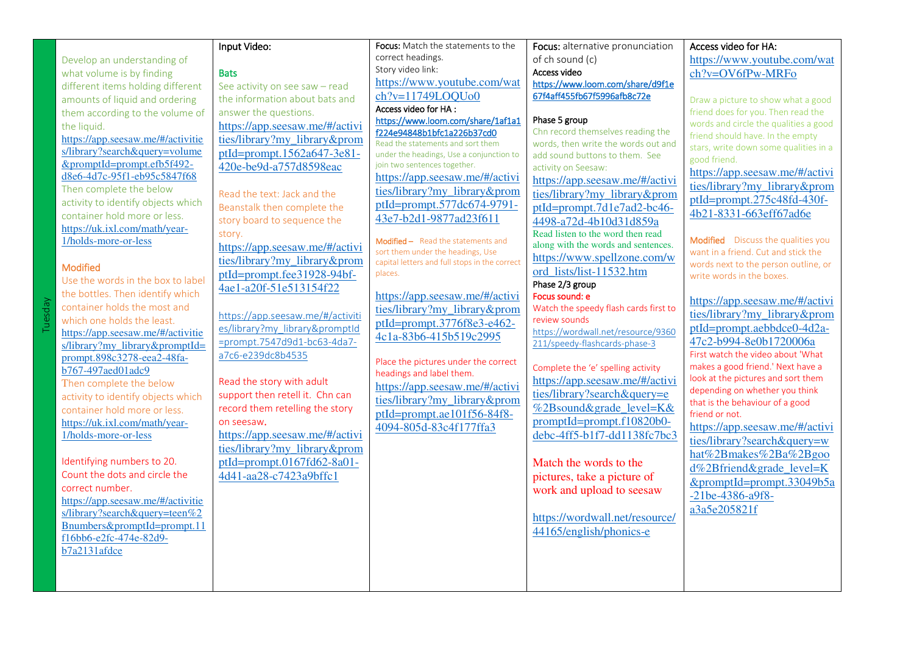| Tuesday | | | | | |
|---|---|---|---|---|---|
| Tuesday | Develop an understanding of what volume is by finding different items holding different amounts of liquid and ordering them according to the volume of the liquid.<br>https://app.seesaw.me/#/activities/library?search&query=volume&promptId=prompt.efb5f492-d8e6-4d7c-95f1-eb95c5847f68<br>Then complete the below activity to identify objects which container hold more or less.<br>https://uk.ixl.com/math/year-1/holds-more-or-less<br><br>Modified<br>Use the words in the box to label the bottles. Then identify which container holds the most and which one holds the least.<br>https://app.seesaw.me/#/activities/library?my_library&promptId=prompt.898c3278-eea2-48fa-b767-497aed01adc9<br>Then complete the below activity to identify objects which container hold more or less.<br>https://uk.ixl.com/math/year-1/holds-more-or-less<br><br>Identifying numbers to 20. Count the dots and circle the correct number.<br>https://app.seesaw.me/#/activities/library?search&query=teen%2Bnumbers&promptId=prompt.11f16bb6-e2fc-474e-82d9-b7a2131afdce | Input Video:<br><br>Bats<br>See activity on see saw – read the information about bats and answer the questions.<br>https://app.seesaw.me/#/activities/library?my_library&promptId=prompt.1562a647-3e81-420e-be9d-a757d8598eac<br><br>Read the text: Jack and the Beanstalk then complete the story board to sequence the story.<br>https://app.seesaw.me/#/activities/library?my_library&promptId=prompt.fee31928-94bf-4ae1-a20f-51e513154f22<br><br>https://app.seesaw.me/#/activities/library?my_library&promptId=prompt.7547d9d1-bc63-4da7-a7c6-e239dc8b4535<br><br>Read the story with adult support then retell it. Chn can record them retelling the story on seesaw.<br>https://app.seesaw.me/#/activities/library?my_library&promptId=prompt.0167fd62-8a01-4d41-aa28-c7423a9bffc1 | Focus: Match the statements to the correct headings.<br>Story video link:<br>https://www.youtube.com/watch?v=11749LOQUo0<br>Access video for HA :<br>https://www.loom.com/share/1af1a1f224e94848b1bfc1a226b37cd0<br>Read the statements and sort them under the headings, Use a conjunction to join two sentences together.<br>https://app.seesaw.me/#/activities/library?my_library&promptId=prompt.577dc674-9791-43e7-b2d1-9877ad23f611<br><br>Modified – Read the statements and sort them under the headings, Use capital letters and full stops in the correct places.<br><br>https://app.seesaw.me/#/activities/library?my_library&promptId=prompt.3776f8e3-e462-4c1a-83b6-415b519c2995<br><br>Place the pictures under the correct headings and label them.<br>https://app.seesaw.me/#/activities/library?my_library&promptId=prompt.ae101f56-84f8-4094-805d-83c4f177ffa3 | Focus: alternative pronunciation of ch sound (c)<br>Access video<br>https://www.loom.com/share/d9f1e67f4aff455fb67f5996afb8c72e<br><br>Phase 5 group<br>Chn record themselves reading the words, then write the words out and add sound buttons to them. See activity on Seesaw:<br>https://app.seesaw.me/#/activities/library?my_library&promptId=prompt.7d1e7ad2-bc46-4498-a72d-4b10d31d859a<br>Read listen to the word then read along with the words and sentences.<br>https://www.spellzone.com/word_lists/list-11532.htm<br>Phase 2/3 group<br>Focus sound: e<br>Watch the speedy flash cards first to review sounds<br>https://wordwall.net/resource/9360211/speedy-flashcards-phase-3<br><br>Complete the 'e' spelling activity<br>https://app.seesaw.me/#/activities/library?search&query=e%2Bsound&grade_level=K&promptId=prompt.f10820b0-debc-4ff5-b1f7-dd1138fc7bc3<br><br>Match the words to the pictures, take a picture of work and upload to seesaw<br><br>https://wordwall.net/resource/44165/english/phonics-e | Access video for HA:<br>https://www.youtube.com/watch?v=OV6fPw-MRFo<br><br>Draw a picture to show what a good friend does for you. Then read the words and circle the qualities a good friend should have. In the empty stars, write down some qualities in a good friend.<br>https://app.seesaw.me/#/activities/library?my_library&promptId=prompt.275c48fd-430f-4b21-8331-663eff67ad6e<br><br>Modified Discuss the qualities you want in a friend. Cut and stick the words next to the person outline, or write words in the boxes.<br><br>https://app.seesaw.me/#/activities/library?my_library&promptId=prompt.aebbdce0-4d2a-47c2-b994-8e0b1720006a<br>First watch the video about 'What makes a good friend.' Next have a look at the pictures and sort them depending on whether you think that is the behaviour of a good friend or not.<br>https://app.seesaw.me/#/activities/library?search&query=what%2Bmakes%2Ba%2Bgood%2Bfriend&grade_level=K&promptId=prompt.33049b5a-21be-4386-a9f8-a3a5e205821f |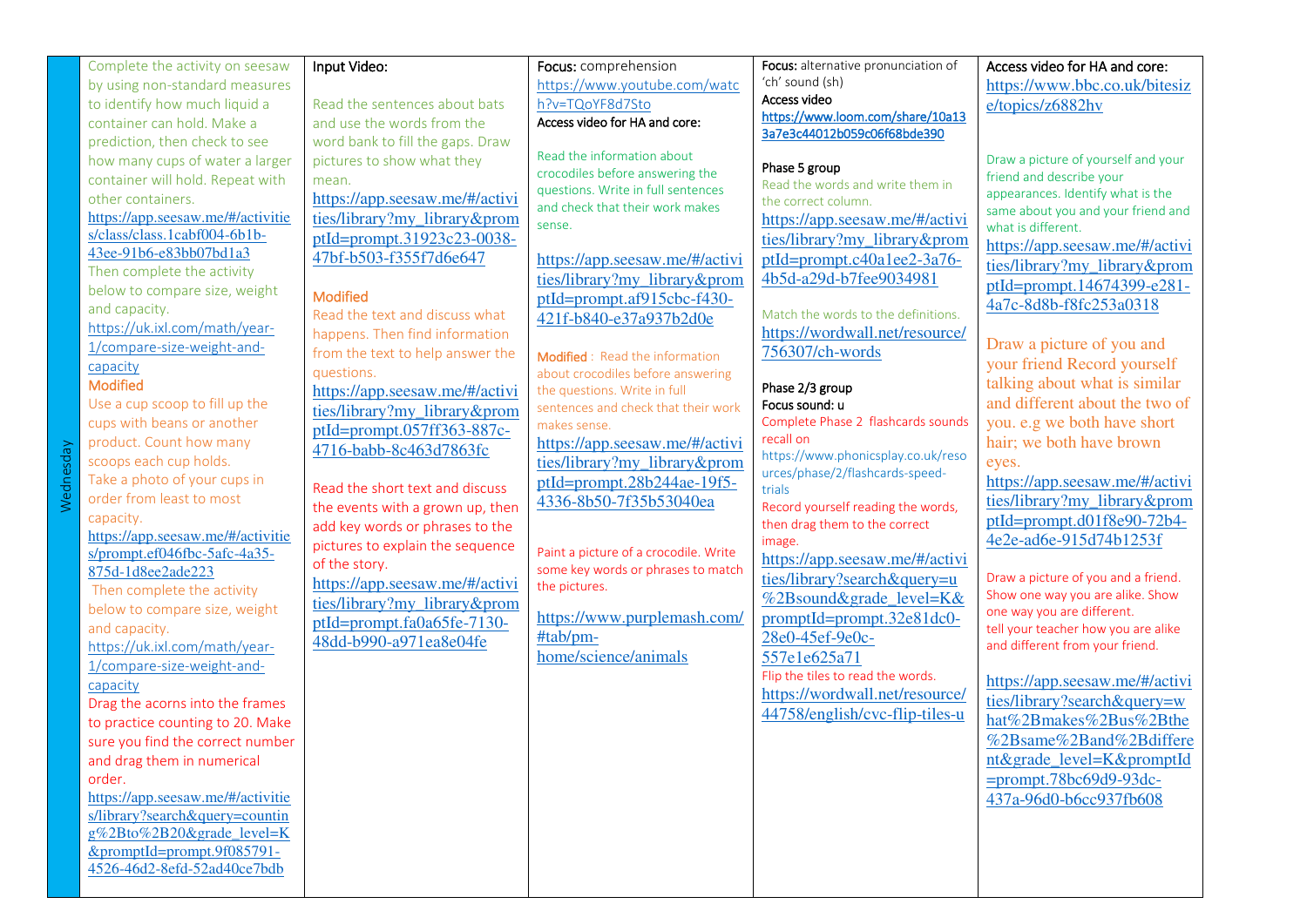| Wednesday | | | | | |
|---|---|---|---|---|---|
| | Complete the activity on seesaw by using non-standard measures to identify how much liquid a container can hold. Make a prediction, then check to see how many cups of water a larger container will hold. Repeat with other containers.<br>https://app.seesaw.me/#/activities/class/class.1cabf004-6b1b-43ee-91b6-e83bb07bd1a3<br>Then complete the activity below to compare size, weight and capacity.<br>https://uk.ixl.com/math/year-1/compare-size-weight-and-capacity<br>**Modified**<br>Use a cup scoop to fill up the cups with beans or another product. Count how many scoops each cup holds.<br>Take a photo of your cups in order from least to most capacity.<br>https://app.seesaw.me/#/activities/prompt.ef046fbc-5afc-4a35-875d-1d8ee2ade223<br>Then complete the activity below to compare size, weight and capacity.<br>https://uk.ixl.com/math/year-1/compare-size-weight-and-capacity<br>Drag the acorns into the frames to practice counting to 20. Make sure you find the correct number and drag them in numerical order.<br>https://app.seesaw.me/#/activities/library?search&query=counting%2Bto%2B20&grade_level=K&promptId=prompt.9f085791-4526-46d2-8efd-52ad40ce7bdb | Input Video:<br><br>Read the sentences about bats and use the words from the word bank to fill the gaps. Draw pictures to show what they mean.<br>https://app.seesaw.me/#/activities/library?my_library&promptId=prompt.31923c23-0038-47bf-b503-f355f7d6e647<br><br>Modified<br>Read the text and discuss what happens. Then find information from the text to help answer the questions.<br>https://app.seesaw.me/#/activities/library?my_library&promptId=prompt.057ff363-887c-4716-babb-8c463d7863fc<br><br>Read the short text and discuss the events with a grown up, then add key words or phrases to the pictures to explain the sequence of the story.<br>https://app.seesaw.me/#/activities/library?my_library&promptId=prompt.fa0a65fe-7130-48dd-b990-a971ea8e04fe | **Focus:** comprehension<br>https://www.youtube.com/watch?v=TQoYF8d7Sto<br>Access video for HA and core:<br><br>Read the information about crocodiles before answering the questions. Write in full sentences and check that their work makes sense.<br><br>https://app.seesaw.me/#/activities/library?my_library&promptId=prompt.af915cbc-f430-421f-b840-e37a937b2d0e<br><br>**Modified** : Read the information about crocodiles before answering the questions. Write in full sentences and check that their work makes sense.<br>https://app.seesaw.me/#/activities/library?my_library&promptId=prompt.28b244ae-19f5-4336-8b50-7f35b53040ea<br><br>Paint a picture of a crocodile. Write some key words or phrases to match the pictures.<br><br>https://www.purplemash.com/#tab/pm-home/science/animals | **Focus:** alternative pronunciation of 'ch' sound (sh)<br>Access video<br>https://www.loom.com/share/10a133a7e3c44012b059c06f68bde390<br><br>Phase 5 group<br>Read the words and write them in the correct column.<br>https://app.seesaw.me/#/activities/library?my_library&promptId=prompt.c40a1ee2-3a76-4b5d-a29d-b7fee9034981<br><br>Match the words to the definitions.<br>https://wordwall.net/resource/756307/ch-words<br><br>Phase 2/3 group<br>Focus sound: u<br>Complete Phase 2 flashcards sounds recall on<br>https://www.phonicsplay.co.uk/resources/phase/2/flashcards-speed-trials<br>Record yourself reading the words, then drag them to the correct image.<br>https://app.seesaw.me/#/activities/library?search&query=u%2Bsound&grade_level=K&promptId=prompt.32e81dc0-28e0-45ef-9e0c-557e1e625a71<br>Flip the tiles to read the words.<br>https://wordwall.net/resource/44758/english/cvc-flip-tiles-u | Access video for HA and core:<br>https://www.bbc.co.uk/bitesize/topics/z6882hv<br><br>Draw a picture of yourself and your friend and describe your appearances. Identify what is the same about you and your friend and what is different.<br>https://app.seesaw.me/#/activities/library?my_library&promptId=prompt.14674399-e281-4a7c-8d8b-f8fc253a0318<br><br>Draw a picture of you and your friend Record yourself talking about what is similar and different about the two of you. e.g we both have short hair; we both have brown eyes.<br>https://app.seesaw.me/#/activities/library?my_library&promptId=prompt.d01f8e90-72b4-4e2e-ad6e-915d74b1253f<br><br>Draw a picture of you and a friend. Show one way you are alike. Show one way you are different.<br>tell your teacher how you are alike and different from your friend.<br><br>https://app.seesaw.me/#/activities/library?search&query=what%2Bmakes%2Bus%2Bthe%2Bsame%2Band%2Bdifferent&grade_level=K&promptId=prompt.78bc69d9-93dc-437a-96d0-b6cc937fb608 |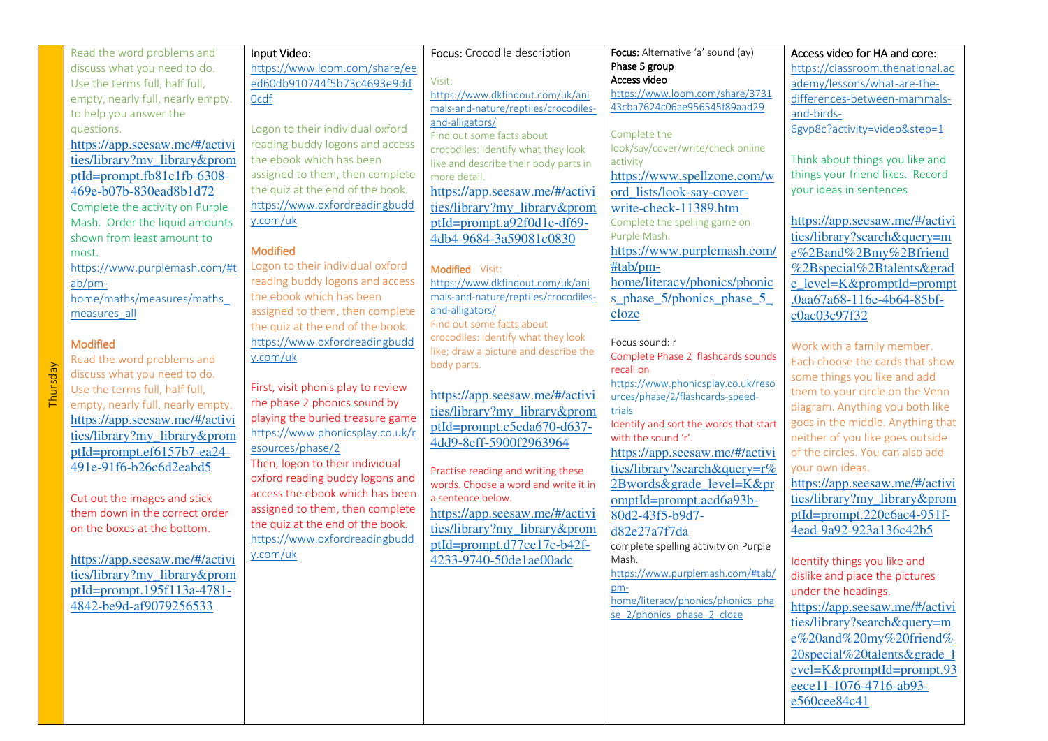| Thursday | | | | | |
|---|---|---|---|---|---|
| | Read the word problems and discuss what you need to do. Use the terms full, half full, empty, nearly full, nearly empty. to help you answer the questions.<br>https://app.seesaw.me/#/activities/library?my_library&promptId=prompt.fb81c1fb-6308-469e-b07b-830ead8b1d72<br>Complete the activity on Purple Mash. Order the liquid amounts shown from least amount to most.<br>https://www.purplemash.com/#tab/pm-home/maths/measures/maths_measures_all<br><br>Modified<br>Read the word problems and discuss what you need to do. Use the terms full, half full, empty, nearly full, nearly empty.<br>https://app.seesaw.me/#/activities/library?my_library&promptId=prompt.ef6157b7-ea24-491e-91f6-b26c6d2eabd5<br><br>Cut out the images and stick them down in the correct order on the boxes at the bottom.<br><br>https://app.seesaw.me/#/activities/library?my_library&promptId=prompt.195f113a-4781-4842-be9d-af9079256533 | Input Video:<br>https://www.loom.com/share/eeed60db910744f5b73c4693e9dd0cdf<br><br>Logon to their individual oxford reading buddy logons and access the ebook which has been assigned to them, then complete the quiz at the end of the book.<br>https://www.oxfordreadingbuddy.com/uk<br><br>Modified<br>Logon to their individual oxford reading buddy logons and access the ebook which has been assigned to them, then complete the quiz at the end of the book.<br>https://www.oxfordreadingbuddy.com/uk<br><br>First, visit phonis play to review rhe phase 2 phonics sound by playing the buried treasure game<br>https://www.phonicsplay.co.uk/resources/phase/2<br>Then, logon to their individual oxford reading buddy logons and access the ebook which has been assigned to them, then complete the quiz at the end of the book.<br>https://www.oxfordreadingbuddy.com/uk | Focus: Crocodile description<br><br>Visit:<br>https://www.dkfindout.com/uk/animals-and-nature/reptiles/crocodiles-and-alligators/<br>Find out some facts about crocodiles: Identify what they look like and describe their body parts in more detail.<br>https://app.seesaw.me/#/activities/library?my_library&promptId=prompt.a92f0d1e-df69-4db4-9684-3a59081c0830<br><br>Modified Visit:<br>https://www.dkfindout.com/uk/animals-and-nature/reptiles/crocodiles-and-alligators/<br>Find out some facts about crocodiles: Identify what they look like; draw a picture and describe the body parts.<br><br>https://app.seesaw.me/#/activities/library?my_library&promptId=prompt.c5eda670-d637-4dd9-8eff-5900f2963964<br><br>Practise reading and writing these words. Choose a word and write it in a sentence below.<br>https://app.seesaw.me/#/activities/library?my_library&promptId=prompt.d77ce17c-b42f-4233-9740-50de1ae00adc | Focus: Alternative 'a' sound (ay)<br>Phase 5 group<br>Access video<br>https://www.loom.com/share/373143cba7624c06ae956545f89aad29<br><br>Complete the look/say/cover/write/check online activity<br>https://www.spellzone.com/word_lists/look-say-cover-write-check-11389.htm<br>Complete the spelling game on Purple Mash.<br>https://www.purplemash.com/#tab/pm-home/literacy/phonics/phonics_phase_5/phonics_phase_5_cloze<br><br>Focus sound: r<br>Complete Phase 2 flashcards sounds recall on<br>https://www.phonicsplay.co.uk/resources/phase/2/flashcards-speed-trials<br>Identify and sort the words that start with the sound 'r'.<br>https://app.seesaw.me/#/activities/library?search&query=r%2Bwords&grade_level=K&promptId=prompt.acd6a93b-80d2-43f5-b9d7-d82e27a7f7da<br>complete spelling activity on Purple Mash.<br>https://www.purplemash.com/#tab/pm-home/literacy/phonics/phonics_phase_2/phonics_phase_2_cloze | Access video for HA and core:<br>https://classroom.thenational.academy/lessons/what-are-the-differences-between-mammals-and-birds-6gvp8c?activity=video&step=1<br><br>Think about things you like and things your friend likes. Record your ideas in sentences<br><br>https://app.seesaw.me/#/activities/library?search&query=me%2Band%2Bmy%2Bfriend%2Bspecial%2Btalents&grade_level=K&promptId=prompt.0aa67a68-116e-4b64-85bf-c0ac03c97f32<br><br>Work with a family member. Each choose the cards that show some things you like and add them to your circle on the Venn diagram. Anything you both like goes in the middle. Anything that neither of you like goes outside of the circles. You can also add your own ideas.<br>https://app.seesaw.me/#/activities/library?my_library&promptId=prompt.220e6ac4-951f-4ead-9a92-923a136c42b5<br><br>Identify things you like and dislike and place the pictures under the headings.<br>https://app.seesaw.me/#/activities/library?search&query=me%20and%20my%20friend%20special%20talents&grade_level=K&promptId=prompt.93eece11-1076-4716-ab93-e560cee84c41 |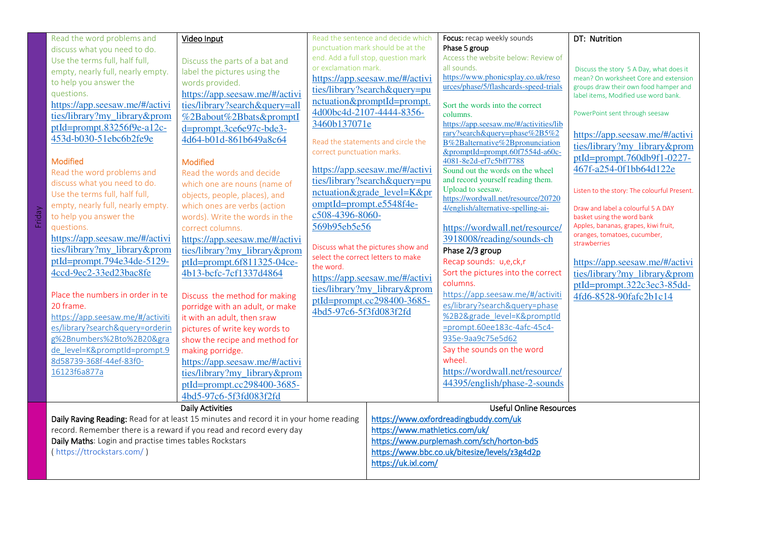| | | | | | |
|---|---|---|---|---|---|
| Friday | Read the word problems and discuss what you need to do. Use the terms full, half full, empty, nearly full, nearly empty. to help you answer the questions.<br>https://app.seesaw.me/#/activities/library?my_library&promptId=prompt.83256f9e-a12c-453d-b030-51ebc6b2fe9e<br><br>**Modified**<br>Read the word problems and discuss what you need to do. Use the terms full, half full, empty, nearly full, nearly empty. to help you answer the questions.<br>https://app.seesaw.me/#/activities/library?my_library&promptId=prompt.794e34de-5129-4ccd-9ec2-33ed23bac8fe<br><br>Place the numbers in order in te 20 frame.<br>https://app.seesaw.me/#/activities/library?search&query=ordering%2Bnumbers%2Bto%2B20&grade_level=K&promptId=prompt.98d58739-368f-44ef-83f0-16123f6a877a | <u>Video Input</u><br><br>Discuss the parts of a bat and label the pictures using the words provided.<br>https://app.seesaw.me/#/activities/library?search&query=all%2Babout%2Bbats&promptId=prompt.3ce6e97c-bde3-4d64-b01d-861b649a8c64<br><br>**Modified**<br>Read the words and decide which one are nouns (name of objects, people, places), and which ones are verbs (action words). Write the words in the correct columns.<br>https://app.seesaw.me/#/activities/library?my_library&promptId=prompt.6f811325-04ce-4b13-bcfc-7cf1337d4864<br><br>Discuss the method for making porridge with an adult, or make it with an adult, then sraw pictures of write key words to show the recipe and method for making porridge.<br>https://app.seesaw.me/#/activities/library?my_library&promptId=prompt.cc298400-3685-4bd5-97c6-5f3fd083f2fd | Read the sentence and decide which punctuation mark should be at the end. Add a full stop, question mark or exclamation mark.<br>https://app.seesaw.me/#/activities/library?search&query=punctuation&promptId=prompt.4d00bc4d-2107-4444-8356-3460b137071e<br><br>Read the statements and circle the correct punctuation marks.<br><br>https://app.seesaw.me/#/activities/library?search&query=punctuation&grade_level=K&promptId=prompt.e5548f4e-c508-4396-8060-569b95eb5e56<br><br>Discuss what the pictures show and select the correct letters to make the word.<br>https://app.seesaw.me/#/activities/library?my_library&promptId=prompt.cc298400-3685-4bd5-97c6-5f3fd083f2fd | **Focus:** recap weekly sounds<br>Phase 5 group<br>Access the website below: Review of all sounds.<br>https://www.phonicsplay.co.uk/resources/phase/5/flashcards-speed-trials<br><br>Sort the words into the correct columns.<br>https://app.seesaw.me/#/activities/library?search&query=phase%2B5%2B%2Balternative%2Bpronunciation&promptId=prompt.60f7554d-a60c-4081-8e2d-ef7c5bff7788<br>Sound out the words on the wheel and record yourself reading them. Upload to seesaw.<br>https://wordwall.net/resource/207204/english/alternative-spelling-ai-<br><br>https://wordwall.net/resource/3918008/reading/sounds-ch<br>Phase 2/3 group<br>Recap sounds: u,e,ck,r<br>Sort the pictures into the correct columns.<br>https://app.seesaw.me/#/activities/library?search&query=phase%2B2&grade_level=K&promptId=prompt.60ee183c-4afc-45c4-935e-9aa9c75e5d62<br>Say the sounds on the word wheel.<br>https://wordwall.net/resource/44395/english/phase-2-sounds | DT: Nutrition<br><br>Discuss the story 5 A Day, what does it mean? On worksheet Core and extension groups draw their own food hamper and label items, Modified use word bank.<br><br>PowerPoint sent through seesaw<br><br>https://app.seesaw.me/#/activities/library?my_library&promptId=prompt.760db9f1-0227-467f-a254-0f1bb64d122e<br><br>Listen to the story: The colourful Present.<br><br>Draw and label a colourful 5 A DAY basket using the word bank<br>Apples, bananas, grapes, kiwi fruit, oranges, tomatoes, cucumber, strawberries<br><br>https://app.seesaw.me/#/activities/library?my_library&promptId=prompt.322c3ec3-85dd-4fd6-8528-90fafc2b1c14 |

| | Daily Activities | Useful Online Resources |
|---|---|---|
| | **Daily Raving Reading:** Read for at least 15 minutes and record it in your home reading record. Remember there is a reward if you read and record every day<br>**Daily Maths**: Login and practise times tables Rockstars<br>( https://ttrockstars.com/ ) | https://www.oxfordreadingbuddy.com/uk<br>https://www.mathletics.com/uk/<br>https://www.purplemash.com/sch/horton-bd5<br>https://www.bbc.co.uk/bitesize/levels/z3g4d2p<br>https://uk.ixl.com/ |